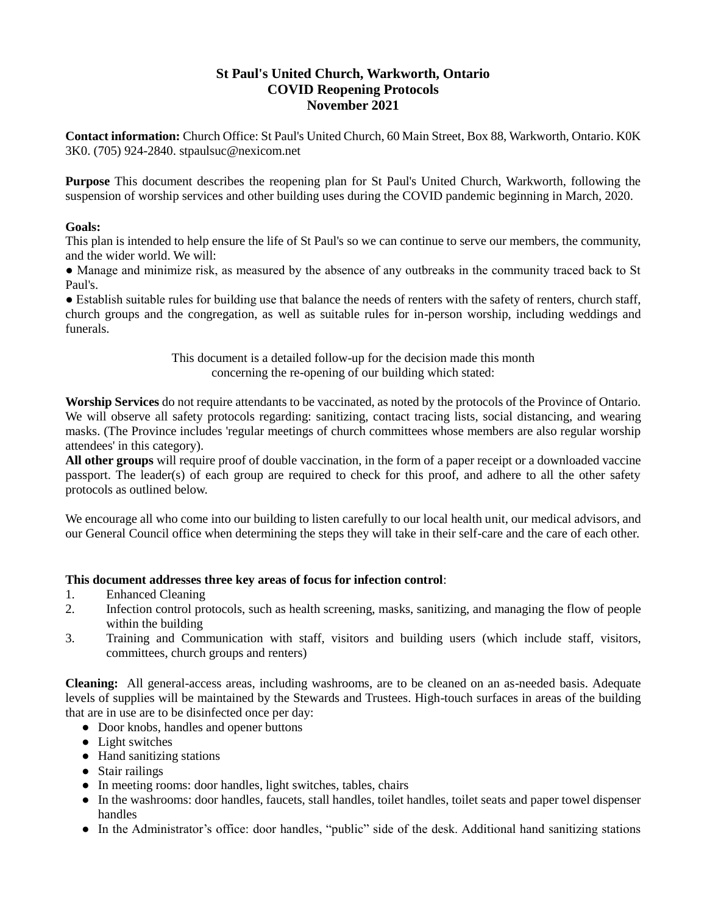# St Paul's United Church, Warkworth, Ontario
# COVID Reopening Protocols
# November 2021

**Contact information:** Church Office: St Paul's United Church, 60 Main Street, Box 88, Warkworth, Ontario. K0K 3K0. (705) 924-2840. stpaulsuc@nexicom.net

**Purpose** This document describes the reopening plan for St Paul's United Church, Warkworth, following the suspension of worship services and other building uses during the COVID pandemic beginning in March, 2020.

**Goals:**

This plan is intended to help ensure the life of St Paul's so we can continue to serve our members, the community, and the wider world. We will:

- Manage and minimize risk, as measured by the absence of any outbreaks in the community traced back to St Paul's.
- Establish suitable rules for building use that balance the needs of renters with the safety of renters, church staff, church groups and the congregation, as well as suitable rules for in-person worship, including weddings and funerals.

This document is a detailed follow-up for the decision made this month concerning the re-opening of our building which stated:

**Worship Services** do not require attendants to be vaccinated, as noted by the protocols of the Province of Ontario. We will observe all safety protocols regarding: sanitizing, contact tracing lists, social distancing, and wearing masks. (The Province includes 'regular meetings of church committees whose members are also regular worship attendees' in this category).

**All other groups** will require proof of double vaccination, in the form of a paper receipt or a downloaded vaccine passport. The leader(s) of each group are required to check for this proof, and adhere to all the other safety protocols as outlined below.

We encourage all who come into our building to listen carefully to our local health unit, our medical advisors, and our General Council office when determining the steps they will take in their self-care and the care of each other.

**This document addresses three key areas of focus for infection control**:

1. Enhanced Cleaning
2. Infection control protocols, such as health screening, masks, sanitizing, and managing the flow of people within the building
3. Training and Communication with staff, visitors and building users (which include staff, visitors, committees, church groups and renters)

**Cleaning:** All general-access areas, including washrooms, are to be cleaned on an as-needed basis. Adequate levels of supplies will be maintained by the Stewards and Trustees. High-touch surfaces in areas of the building that are in use are to be disinfected once per day:

- Door knobs, handles and opener buttons
- Light switches
- Hand sanitizing stations
- Stair railings
- In meeting rooms: door handles, light switches, tables, chairs
- In the washrooms: door handles, faucets, stall handles, toilet handles, toilet seats and paper towel dispenser handles
- In the Administrator's office: door handles, "public" side of the desk. Additional hand sanitizing stations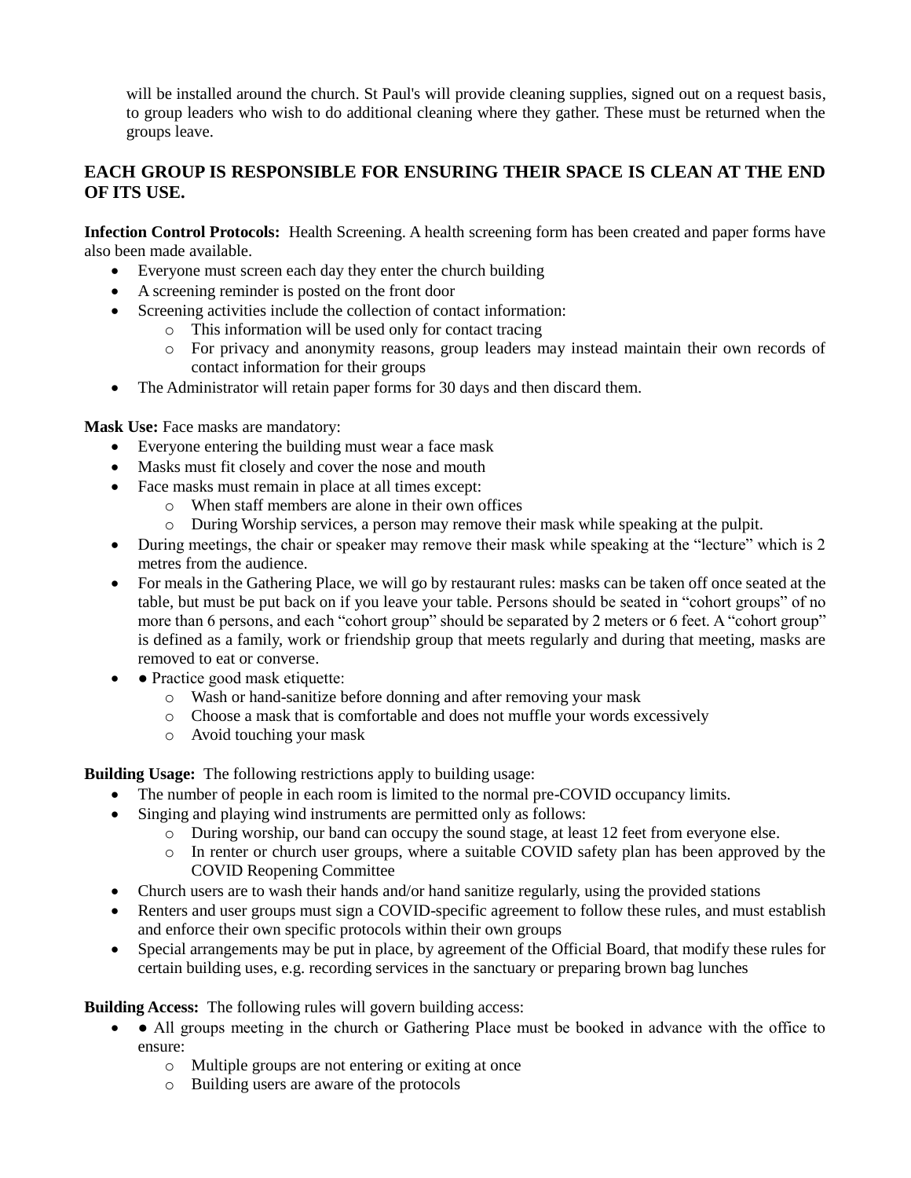will be installed around the church. St Paul's will provide cleaning supplies, signed out on a request basis, to group leaders who wish to do additional cleaning where they gather. These must be returned when the groups leave.

**EACH GROUP IS RESPONSIBLE FOR ENSURING THEIR SPACE IS CLEAN AT THE END OF ITS USE.**

**Infection Control Protocols:** Health Screening. A health screening form has been created and paper forms have also been made available.

- Everyone must screen each day they enter the church building
- A screening reminder is posted on the front door
- Screening activities include the collection of contact information:
  - This information will be used only for contact tracing
  - For privacy and anonymity reasons, group leaders may instead maintain their own records of contact information for their groups
- The Administrator will retain paper forms for 30 days and then discard them.

**Mask Use:** Face masks are mandatory:

- Everyone entering the building must wear a face mask
- Masks must fit closely and cover the nose and mouth
- Face masks must remain in place at all times except:
  - When staff members are alone in their own offices
  - During Worship services, a person may remove their mask while speaking at the pulpit.
- During meetings, the chair or speaker may remove their mask while speaking at the "lecture" which is 2 metres from the audience.
- For meals in the Gathering Place, we will go by restaurant rules: masks can be taken off once seated at the table, but must be put back on if you leave your table. Persons should be seated in "cohort groups" of no more than 6 persons, and each "cohort group" should be separated by 2 meters or 6 feet. A "cohort group" is defined as a family, work or friendship group that meets regularly and during that meeting, masks are removed to eat or converse.
- ● Practice good mask etiquette:
  - Wash or hand-sanitize before donning and after removing your mask
  - Choose a mask that is comfortable and does not muffle your words excessively
  - Avoid touching your mask

**Building Usage:** The following restrictions apply to building usage:

- The number of people in each room is limited to the normal pre-COVID occupancy limits.
- Singing and playing wind instruments are permitted only as follows:
  - During worship, our band can occupy the sound stage, at least 12 feet from everyone else.
  - In renter or church user groups, where a suitable COVID safety plan has been approved by the COVID Reopening Committee
- Church users are to wash their hands and/or hand sanitize regularly, using the provided stations
- Renters and user groups must sign a COVID-specific agreement to follow these rules, and must establish and enforce their own specific protocols within their own groups
- Special arrangements may be put in place, by agreement of the Official Board, that modify these rules for certain building uses, e.g. recording services in the sanctuary or preparing brown bag lunches

**Building Access:** The following rules will govern building access:

- ● All groups meeting in the church or Gathering Place must be booked in advance with the office to ensure:
  - Multiple groups are not entering or exiting at once
  - Building users are aware of the protocols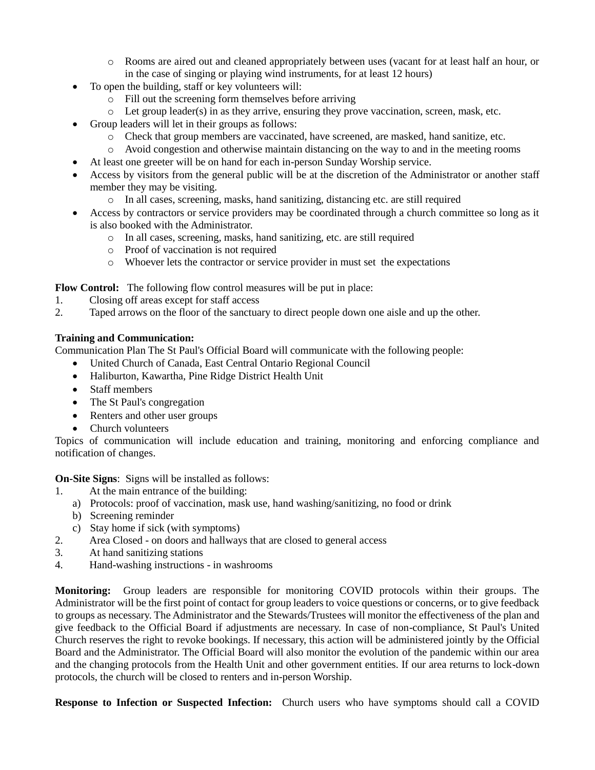- Rooms are aired out and cleaned appropriately between uses (vacant for at least half an hour, or in the case of singing or playing wind instruments, for at least 12 hours)
- To open the building, staff or key volunteers will:
  - Fill out the screening form themselves before arriving
  - Let group leader(s) in as they arrive, ensuring they prove vaccination, screen, mask, etc.
- Group leaders will let in their groups as follows:
  - Check that group members are vaccinated, have screened, are masked, hand sanitize, etc.
  - Avoid congestion and otherwise maintain distancing on the way to and in the meeting rooms
- At least one greeter will be on hand for each in-person Sunday Worship service.
- Access by visitors from the general public will be at the discretion of the Administrator or another staff member they may be visiting.
  - In all cases, screening, masks, hand sanitizing, distancing etc. are still required
- Access by contractors or service providers may be coordinated through a church committee so long as it is also booked with the Administrator.
  - In all cases, screening, masks, hand sanitizing, etc. are still required
  - Proof of vaccination is not required
  - Whoever lets the contractor or service provider in must set the expectations

**Flow Control:** The following flow control measures will be put in place:

1. Closing off areas except for staff access
2. Taped arrows on the floor of the sanctuary to direct people down one aisle and up the other.

**Training and Communication:**

Communication Plan The St Paul's Official Board will communicate with the following people:

- United Church of Canada, East Central Ontario Regional Council
- Haliburton, Kawartha, Pine Ridge District Health Unit
- Staff members
- The St Paul's congregation
- Renters and other user groups
- Church volunteers

Topics of communication will include education and training, monitoring and enforcing compliance and notification of changes.

**On-Site Signs**: Signs will be installed as follows:

1. At the main entrance of the building:
   a) Protocols: proof of vaccination, mask use, hand washing/sanitizing, no food or drink
   b) Screening reminder
   c) Stay home if sick (with symptoms)
2. Area Closed - on doors and hallways that are closed to general access
3. At hand sanitizing stations
4. Hand-washing instructions - in washrooms

**Monitoring:** Group leaders are responsible for monitoring COVID protocols within their groups. The Administrator will be the first point of contact for group leaders to voice questions or concerns, or to give feedback to groups as necessary. The Administrator and the Stewards/Trustees will monitor the effectiveness of the plan and give feedback to the Official Board if adjustments are necessary. In case of non-compliance, St Paul's United Church reserves the right to revoke bookings. If necessary, this action will be administered jointly by the Official Board and the Administrator. The Official Board will also monitor the evolution of the pandemic within our area and the changing protocols from the Health Unit and other government entities. If our area returns to lock-down protocols, the church will be closed to renters and in-person Worship.

**Response to Infection or Suspected Infection:** Church users who have symptoms should call a COVID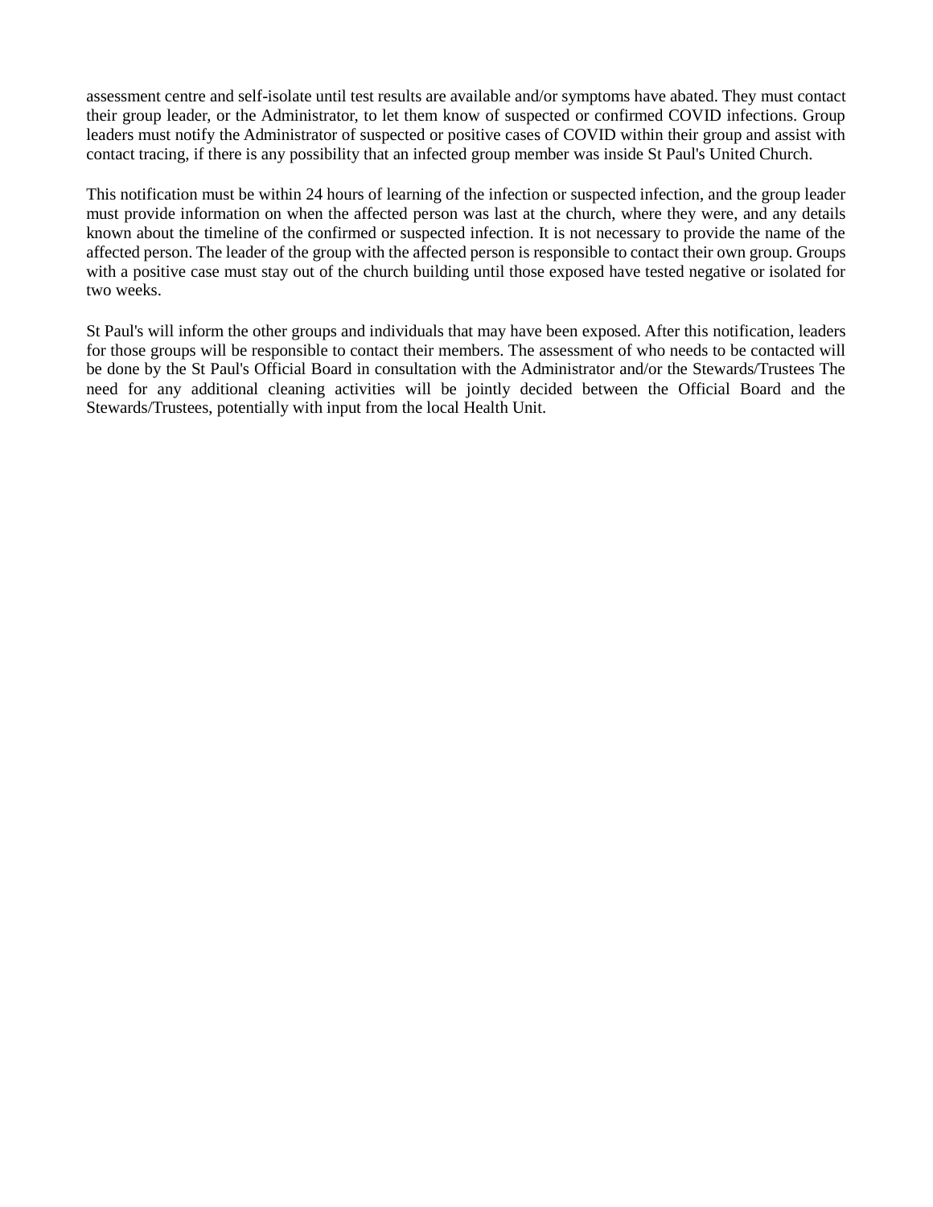assessment centre and self-isolate until test results are available and/or symptoms have abated. They must contact their group leader, or the Administrator, to let them know of suspected or confirmed COVID infections. Group leaders must notify the Administrator of suspected or positive cases of COVID within their group and assist with contact tracing, if there is any possibility that an infected group member was inside St Paul's United Church.

This notification must be within 24 hours of learning of the infection or suspected infection, and the group leader must provide information on when the affected person was last at the church, where they were, and any details known about the timeline of the confirmed or suspected infection. It is not necessary to provide the name of the affected person. The leader of the group with the affected person is responsible to contact their own group. Groups with a positive case must stay out of the church building until those exposed have tested negative or isolated for two weeks.

St Paul's will inform the other groups and individuals that may have been exposed. After this notification, leaders for those groups will be responsible to contact their members. The assessment of who needs to be contacted will be done by the St Paul's Official Board in consultation with the Administrator and/or the Stewards/Trustees The need for any additional cleaning activities will be jointly decided between the Official Board and the Stewards/Trustees, potentially with input from the local Health Unit.